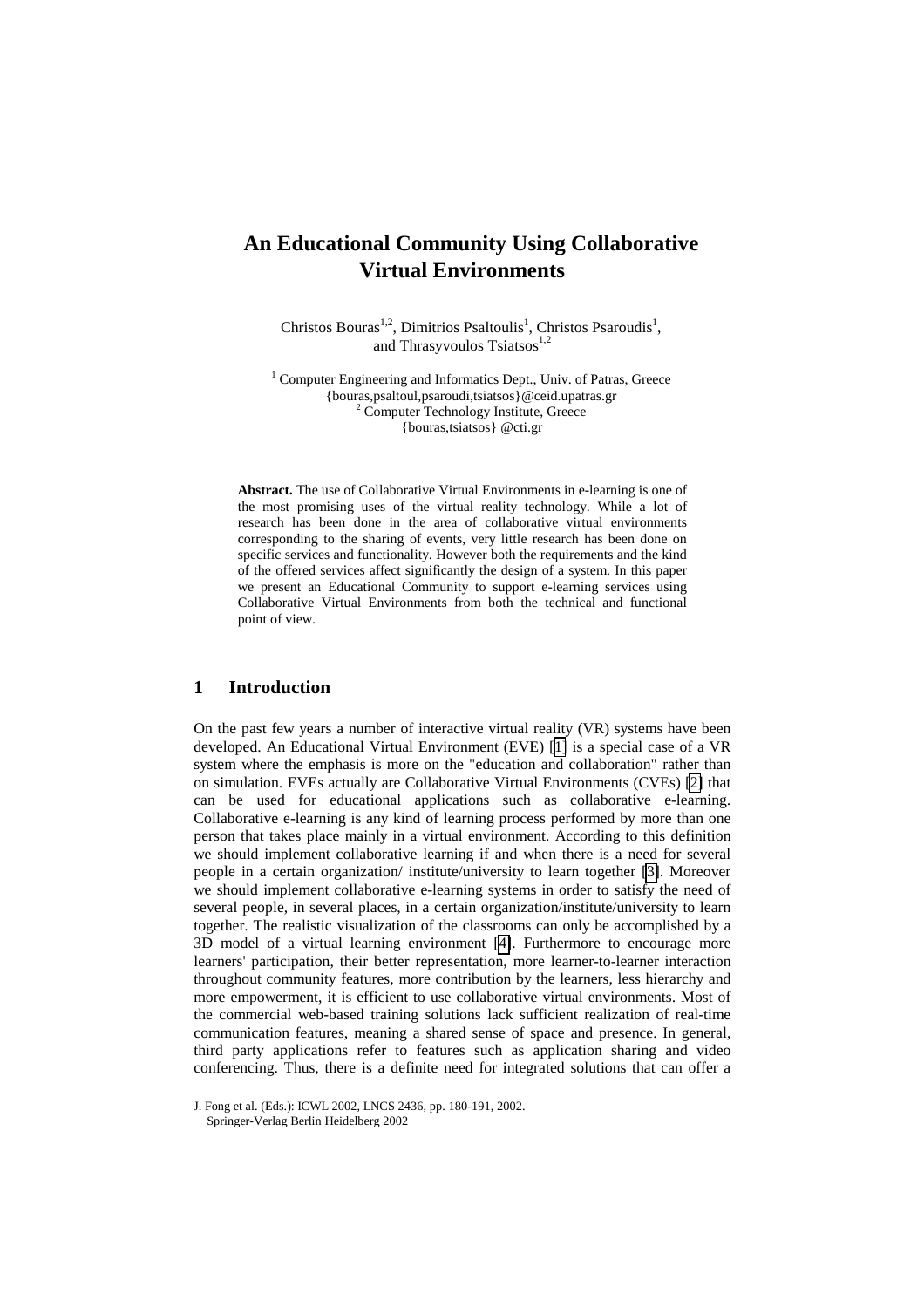# An Educational Community Using Collaborative Virtual Environments

Christos Bouras[1,2], Dimitrios Psaltoulis[1], Christos Psaroudis[1], and Thrasyvoulos Tsiatsos[1,2]

[1] Computer Engineering and Informatics Dept., Univ. of Patras, Greece
{bouras,psaltoul,psaroudi,tsiatsos}@ceid.upatras.gr
[2] Computer Technology Institute, Greece
{bouras,tsiatsos} @cti.gr

**Abstract.** The use of Collaborative Virtual Environments in e-learning is one of the most promising uses of the virtual reality technology. While a lot of research has been done in the area of collaborative virtual environments corresponding to the sharing of events, very little research has been done on specific services and functionality. However both the requirements and the kind of the offered services affect significantly the design of a system. In this paper we present an Educational Community to support e-learning services using Collaborative Virtual Environments from both the technical and functional point of view.

## 1 Introduction

On the past few years a number of interactive virtual reality (VR) systems have been developed. An Educational Virtual Environment (EVE) [1] is a special case of a VR system where the emphasis is more on the "education and collaboration" rather than on simulation. EVEs actually are Collaborative Virtual Environments (CVEs) [2] that can be used for educational applications such as collaborative e-learning. Collaborative e-learning is any kind of learning process performed by more than one person that takes place mainly in a virtual environment. According to this definition we should implement collaborative learning if and when there is a need for several people in a certain organization/ institute/university to learn together [3]. Moreover we should implement collaborative e-learning systems in order to satisfy the need of several people, in several places, in a certain organization/institute/university to learn together. The realistic visualization of the classrooms can only be accomplished by a 3D model of a virtual learning environment [4]. Furthermore to encourage more learners' participation, their better representation, more learner-to-learner interaction throughout community features, more contribution by the learners, less hierarchy and more empowerment, it is efficient to use collaborative virtual environments. Most of the commercial web-based training solutions lack sufficient realization of real-time communication features, meaning a shared sense of space and presence. In general, third party applications refer to features such as application sharing and video conferencing. Thus, there is a definite need for integrated solutions that can offer a

J. Fong et al. (Eds.): ICWL 2002, LNCS 2436, pp. 180-191, 2002.
Springer-Verlag Berlin Heidelberg 2002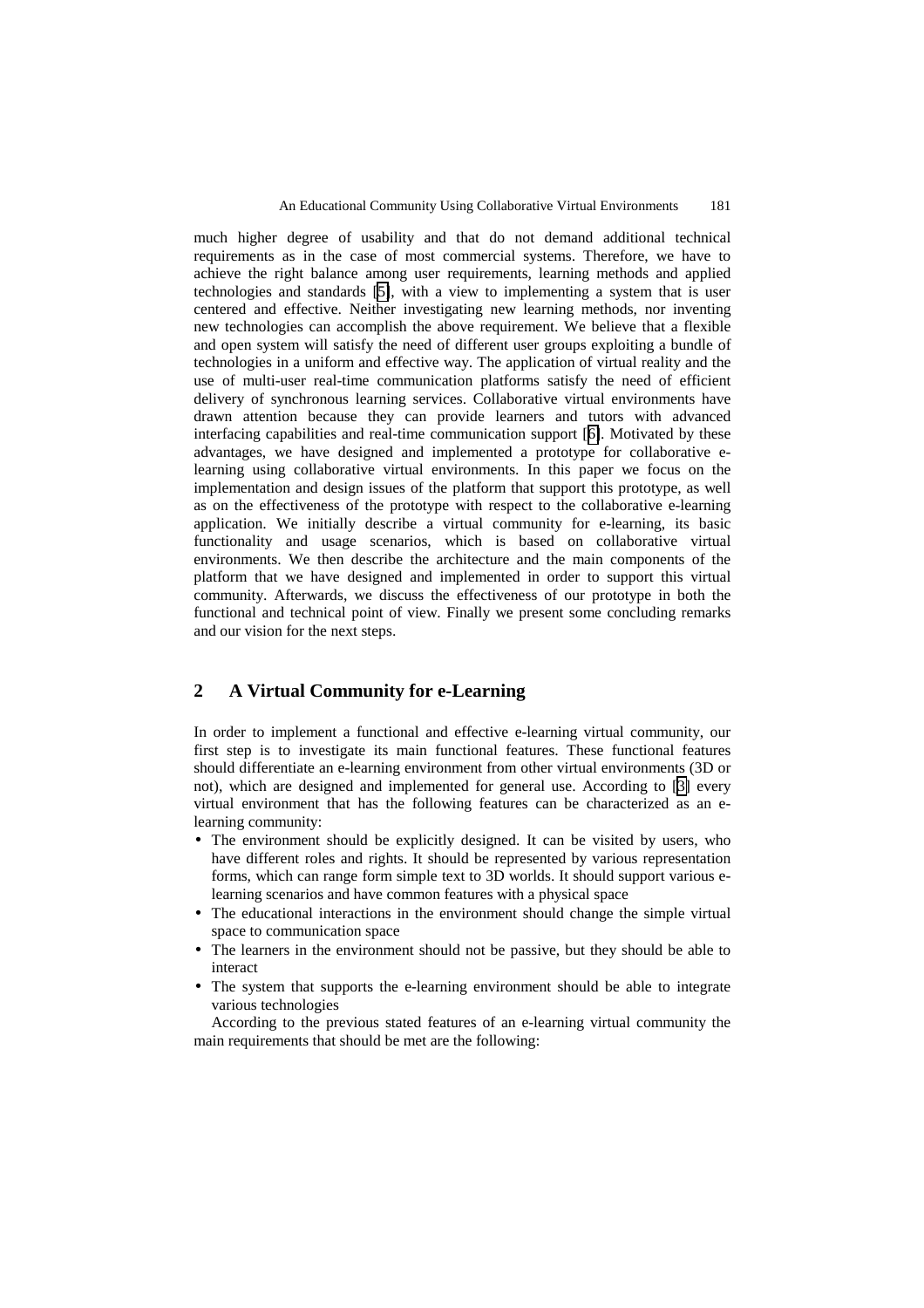much higher degree of usability and that do not demand additional technical requirements as in the case of most commercial systems. Therefore, we have to achieve the right balance among user requirements, learning methods and applied technologies and standards [5], with a view to implementing a system that is user centered and effective. Neither investigating new learning methods, nor inventing new technologies can accomplish the above requirement. We believe that a flexible and open system will satisfy the need of different user groups exploiting a bundle of technologies in a uniform and effective way. The application of virtual reality and the use of multi-user real-time communication platforms satisfy the need of efficient delivery of synchronous learning services. Collaborative virtual environments have drawn attention because they can provide learners and tutors with advanced interfacing capabilities and real-time communication support [6]. Motivated by these advantages, we have designed and implemented a prototype for collaborative e-learning using collaborative virtual environments. In this paper we focus on the implementation and design issues of the platform that support this prototype, as well as on the effectiveness of the prototype with respect to the collaborative e-learning application. We initially describe a virtual community for e-learning, its basic functionality and usage scenarios, which is based on collaborative virtual environments. We then describe the architecture and the main components of the platform that we have designed and implemented in order to support this virtual community. Afterwards, we discuss the effectiveness of our prototype in both the functional and technical point of view. Finally we present some concluding remarks and our vision for the next steps.

## 2 A Virtual Community for e-Learning

In order to implement a functional and effective e-learning virtual community, our first step is to investigate its main functional features. These functional features should differentiate an e-learning environment from other virtual environments (3D or not), which are designed and implemented for general use. According to [3] every virtual environment that has the following features can be characterized as an e-learning community:

- The environment should be explicitly designed. It can be visited by users, who have different roles and rights. It should be represented by various representation forms, which can range form simple text to 3D worlds. It should support various e-learning scenarios and have common features with a physical space
- The educational interactions in the environment should change the simple virtual space to communication space
- The learners in the environment should not be passive, but they should be able to interact
- The system that supports the e-learning environment should be able to integrate various technologies

According to the previous stated features of an e-learning virtual community the main requirements that should be met are the following: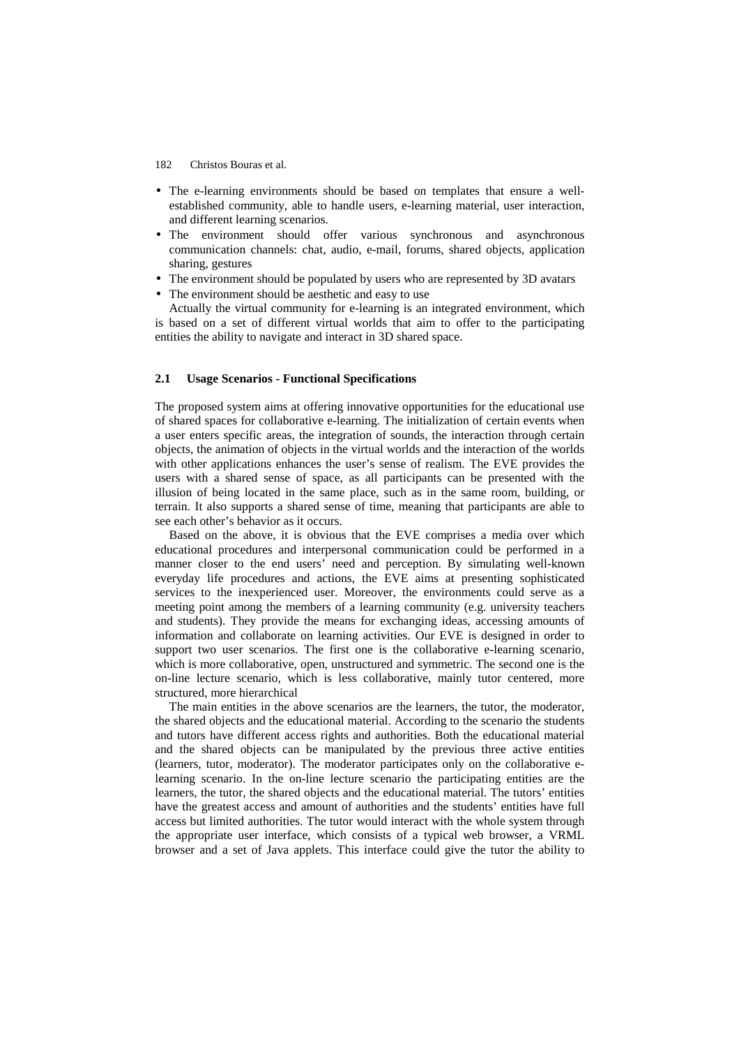- The e-learning environments should be based on templates that ensure a well-established community, able to handle users, e-learning material, user interaction, and different learning scenarios.
- The environment should offer various synchronous and asynchronous communication channels: chat, audio, e-mail, forums, shared objects, application sharing, gestures
- The environment should be populated by users who are represented by 3D avatars
- The environment should be aesthetic and easy to use

Actually the virtual community for e-learning is an integrated environment, which is based on a set of different virtual worlds that aim to offer to the participating entities the ability to navigate and interact in 3D shared space.

### 2.1 Usage Scenarios - Functional Specifications

The proposed system aims at offering innovative opportunities for the educational use of shared spaces for collaborative e-learning. The initialization of certain events when a user enters specific areas, the integration of sounds, the interaction through certain objects, the animation of objects in the virtual worlds and the interaction of the worlds with other applications enhances the user's sense of realism. The EVE provides the users with a shared sense of space, as all participants can be presented with the illusion of being located in the same place, such as in the same room, building, or terrain. It also supports a shared sense of time, meaning that participants are able to see each other's behavior as it occurs.

Based on the above, it is obvious that the EVE comprises a media over which educational procedures and interpersonal communication could be performed in a manner closer to the end users' need and perception. By simulating well-known everyday life procedures and actions, the EVE aims at presenting sophisticated services to the inexperienced user. Moreover, the environments could serve as a meeting point among the members of a learning community (e.g. university teachers and students). They provide the means for exchanging ideas, accessing amounts of information and collaborate on learning activities. Our EVE is designed in order to support two user scenarios. The first one is the collaborative e-learning scenario, which is more collaborative, open, unstructured and symmetric. The second one is the on-line lecture scenario, which is less collaborative, mainly tutor centered, more structured, more hierarchical

The main entities in the above scenarios are the learners, the tutor, the moderator, the shared objects and the educational material. According to the scenario the students and tutors have different access rights and authorities. Both the educational material and the shared objects can be manipulated by the previous three active entities (learners, tutor, moderator). The moderator participates only on the collaborative e-learning scenario. In the on-line lecture scenario the participating entities are the learners, the tutor, the shared objects and the educational material. The tutors' entities have the greatest access and amount of authorities and the students' entities have full access but limited authorities. The tutor would interact with the whole system through the appropriate user interface, which consists of a typical web browser, a VRML browser and a set of Java applets. This interface could give the tutor the ability to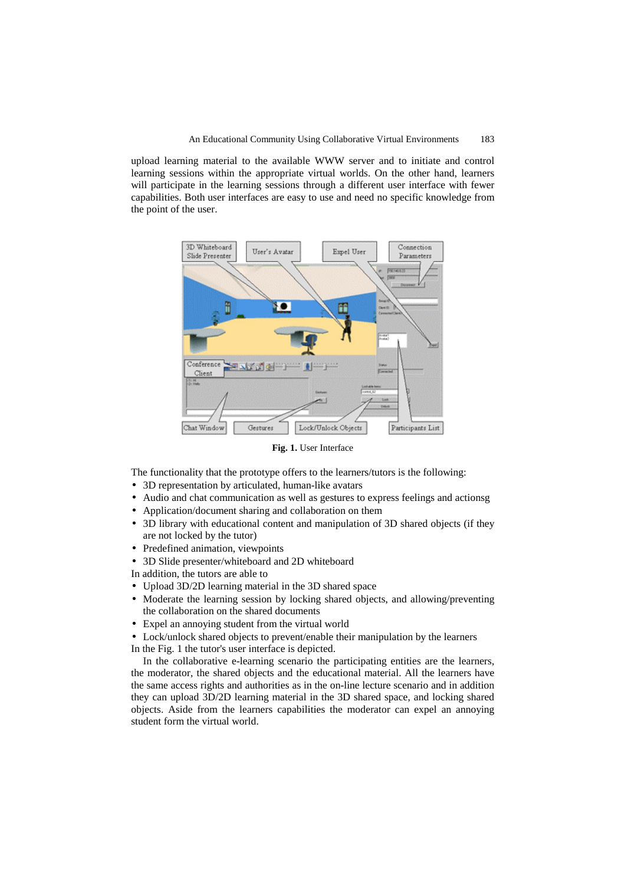upload learning material to the available WWW server and to initiate and control learning sessions within the appropriate virtual worlds. On the other hand, learners will participate in the learning sessions through a different user interface with fewer capabilities. Both user interfaces are easy to use and need no specific knowledge from the point of the user.

**Fig. 1.** User Interface

The functionality that the prototype offers to the learners/tutors is the following:

- 3D representation by articulated, human-like avatars
- Audio and chat communication as well as gestures to express feelings and actionsg
- Application/document sharing and collaboration on them
- 3D library with educational content and manipulation of 3D shared objects (if they are not locked by the tutor)
- Predefined animation, viewpoints
- 3D Slide presenter/whiteboard and 2D whiteboard

In addition, the tutors are able to

- Upload 3D/2D learning material in the 3D shared space
- Moderate the learning session by locking shared objects, and allowing/preventing the collaboration on the shared documents
- Expel an annoying student from the virtual world
- Lock/unlock shared objects to prevent/enable their manipulation by the learners

In the Fig. 1 the tutor's user interface is depicted.

In the collaborative e-learning scenario the participating entities are the learners, the moderator, the shared objects and the educational material. All the learners have the same access rights and authorities as in the on-line lecture scenario and in addition they can upload 3D/2D learning material in the 3D shared space, and locking shared objects. Aside from the learners capabilities the moderator can expel an annoying student form the virtual world.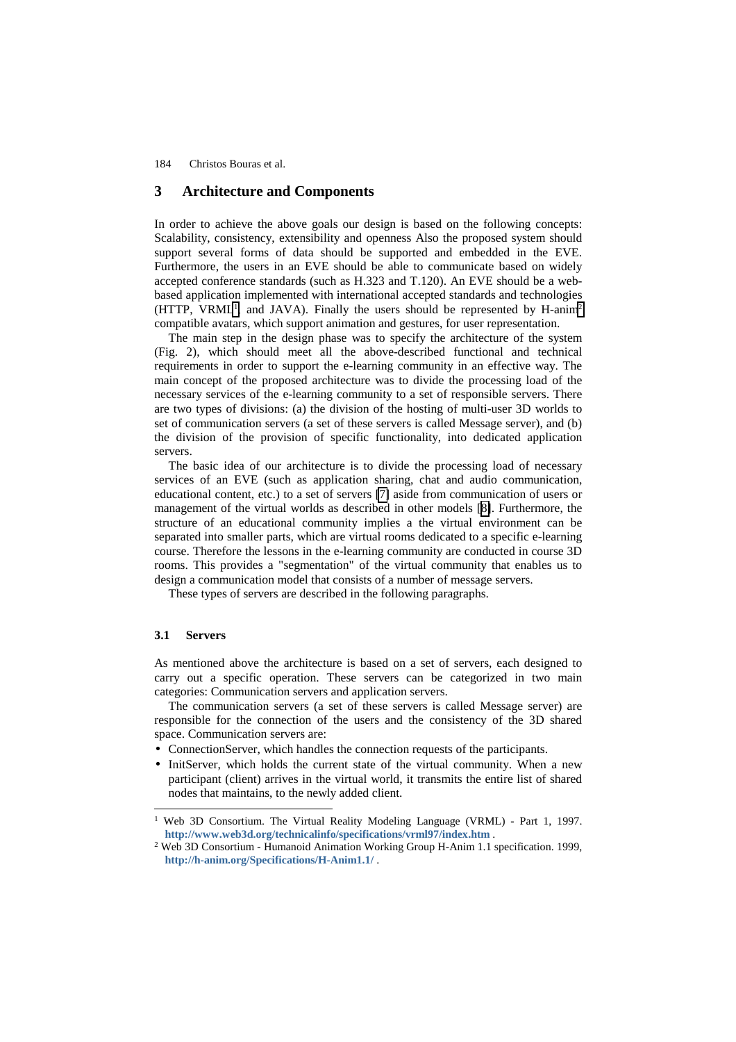## 3 Architecture and Components

In order to achieve the above goals our design is based on the following concepts: Scalability, consistency, extensibility and openness Also the proposed system should support several forms of data should be supported and embedded in the EVE. Furthermore, the users in an EVE should be able to communicate based on widely accepted conference standards (such as H.323 and T.120). An EVE should be a web-based application implemented with international accepted standards and technologies (HTTP, VRML[1] and JAVA). Finally the users should be represented by H-anim[2] compatible avatars, which support animation and gestures, for user representation.

The main step in the design phase was to specify the architecture of the system (Fig. 2), which should meet all the above-described functional and technical requirements in order to support the e-learning community in an effective way. The main concept of the proposed architecture was to divide the processing load of the necessary services of the e-learning community to a set of responsible servers. There are two types of divisions: (a) the division of the hosting of multi-user 3D worlds to set of communication servers (a set of these servers is called Message server), and (b) the division of the provision of specific functionality, into dedicated application servers.

The basic idea of our architecture is to divide the processing load of necessary services of an EVE (such as application sharing, chat and audio communication, educational content, etc.) to a set of servers [7] aside from communication of users or management of the virtual worlds as described in other models [8]. Furthermore, the structure of an educational community implies a the virtual environment can be separated into smaller parts, which are virtual rooms dedicated to a specific e-learning course. Therefore the lessons in the e-learning community are conducted in course 3D rooms. This provides a "segmentation" of the virtual community that enables us to design a communication model that consists of a number of message servers.

These types of servers are described in the following paragraphs.

### 3.1 Servers

As mentioned above the architecture is based on a set of servers, each designed to carry out a specific operation. These servers can be categorized in two main categories: Communication servers and application servers.

The communication servers (a set of these servers is called Message server) are responsible for the connection of the users and the consistency of the 3D shared space. Communication servers are:

- ConnectionServer, which handles the connection requests of the participants.
- InitServer, which holds the current state of the virtual community. When a new participant (client) arrives in the virtual world, it transmits the entire list of shared nodes that maintains, to the newly added client.

---

[1] Web 3D Consortium. The Virtual Reality Modeling Language (VRML) - Part 1, 1997. **http://www.web3d.org/technicalinfo/specifications/vrml97/index.htm** .

[2] Web 3D Consortium - Humanoid Animation Working Group H-Anim 1.1 specification. 1999, **http://h-anim.org/Specifications/H-Anim1.1/** .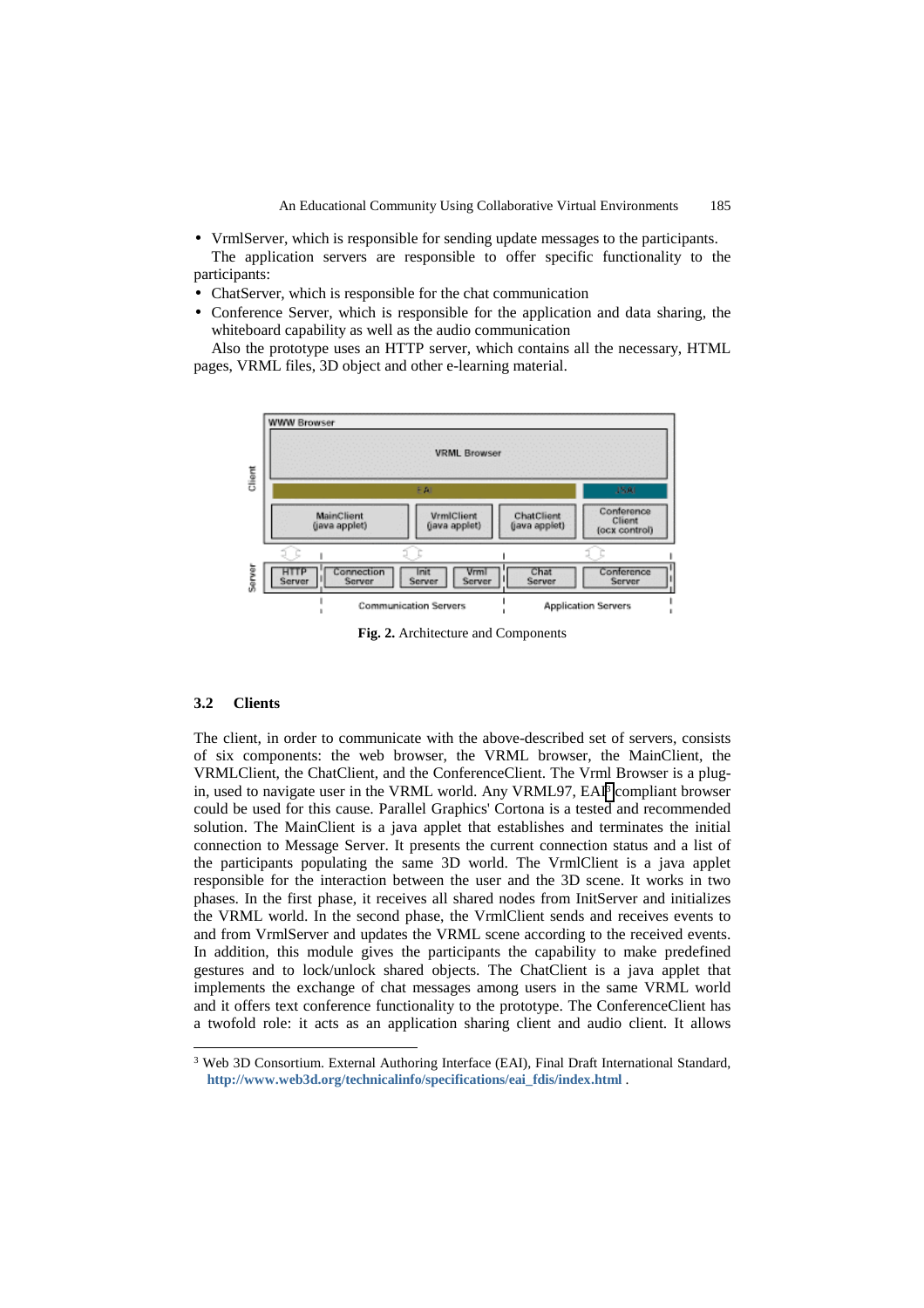- VrmlServer, which is responsible for sending update messages to the participants.

The application servers are responsible to offer specific functionality to the participants:

- ChatServer, which is responsible for the chat communication
- Conference Server, which is responsible for the application and data sharing, the whiteboard capability as well as the audio communication

Also the prototype uses an HTTP server, which contains all the necessary, HTML pages, VRML files, 3D object and other e-learning material.

WWW Browser
VRML Browser
EAI
OCX
MainClient (java applet)
VrmlClient (java applet)
ChatClient (java applet)
Conference Client (ocx control)
Client
Server
HTTP Server
Connection Server
Init Server
Vrml Server
Chat Server
Conference Server
Communication Servers
Application Servers

**Fig. 2.** Architecture and Components

### 3.2 Clients

The client, in order to communicate with the above-described set of servers, consists of six components: the web browser, the VRML browser, the MainClient, the VRMLClient, the ChatClient, and the ConferenceClient. The Vrml Browser is a plug-in, used to navigate user in the VRML world. Any VRML97, EAI[3] compliant browser could be used for this cause. Parallel Graphics' Cortona is a tested and recommended solution. The MainClient is a java applet that establishes and terminates the initial connection to Message Server. It presents the current connection status and a list of the participants populating the same 3D world. The VrmlClient is a java applet responsible for the interaction between the user and the 3D scene. It works in two phases. In the first phase, it receives all shared nodes from InitServer and initializes the VRML world. In the second phase, the VrmlClient sends and receives events to and from VrmlServer and updates the VRML scene according to the received events. In addition, this module gives the participants the capability to make predefined gestures and to lock/unlock shared objects. The ChatClient is a java applet that implements the exchange of chat messages among users in the same VRML world and it offers text conference functionality to the prototype. The ConferenceClient has a twofold role: it acts as an application sharing client and audio client. It allows

[3] Web 3D Consortium. External Authoring Interface (EAI), Final Draft International Standard, **http://www.web3d.org/technicalinfo/specifications/eai_fdis/index.html** .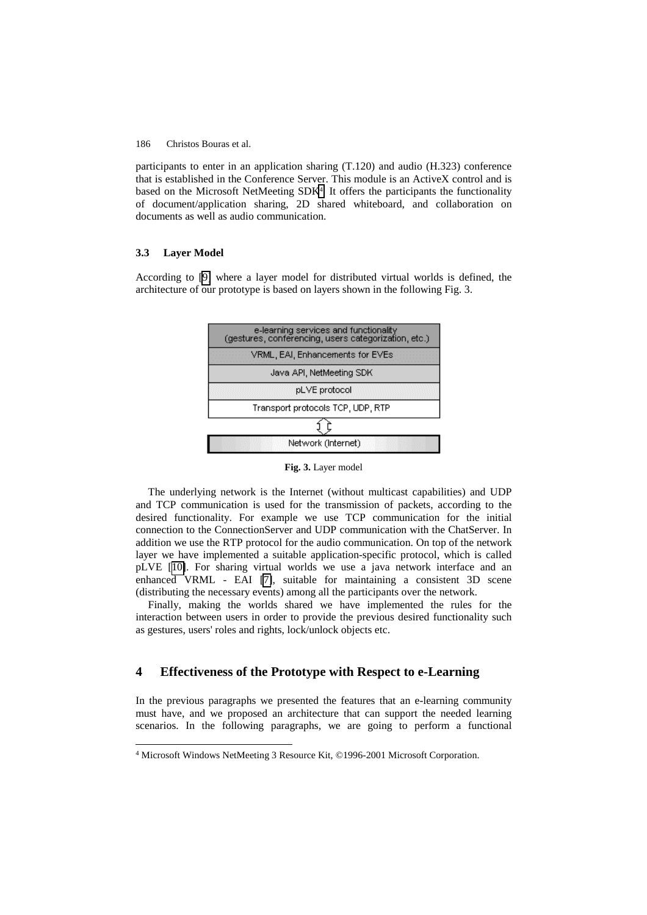participants to enter in an application sharing (T.120) and audio (H.323) conference that is established in the Conference Server. This module is an ActiveX control and is based on the Microsoft NetMeeting SDK[4]. It offers the participants the functionality of document/application sharing, 2D shared whiteboard, and collaboration on documents as well as audio communication.

### 3.3 Layer Model

According to [9] where a layer model for distributed virtual worlds is defined, the architecture of our prototype is based on layers shown in the following Fig. 3.

| e-learning services and functionality (gestures, conferencing, users categorization, etc.) |
| --- |
| VRML, EAI, Enhancements for EVEs |
| Java API, NetMeeting SDK |
| pLVE protocol |
| Transport protocols TCP, UDP, RTP |
| ⇕ |
| Network (Internet) |

**Fig. 3.** Layer model

The underlying network is the Internet (without multicast capabilities) and UDP and TCP communication is used for the transmission of packets, according to the desired functionality. For example we use TCP communication for the initial connection to the ConnectionServer and UDP communication with the ChatServer. In addition we use the RTP protocol for the audio communication. On top of the network layer we have implemented a suitable application-specific protocol, which is called pLVE [10]. For sharing virtual worlds we use a java network interface and an enhanced VRML - EAI [7], suitable for maintaining a consistent 3D scene (distributing the necessary events) among all the participants over the network.

Finally, making the worlds shared we have implemented the rules for the interaction between users in order to provide the previous desired functionality such as gestures, users' roles and rights, lock/unlock objects etc.

## 4 Effectiveness of the Prototype with Respect to e-Learning

In the previous paragraphs we presented the features that an e-learning community must have, and we proposed an architecture that can support the needed learning scenarios. In the following paragraphs, we are going to perform a functional

[4] Microsoft Windows NetMeeting 3 Resource Kit, ©1996-2001 Microsoft Corporation.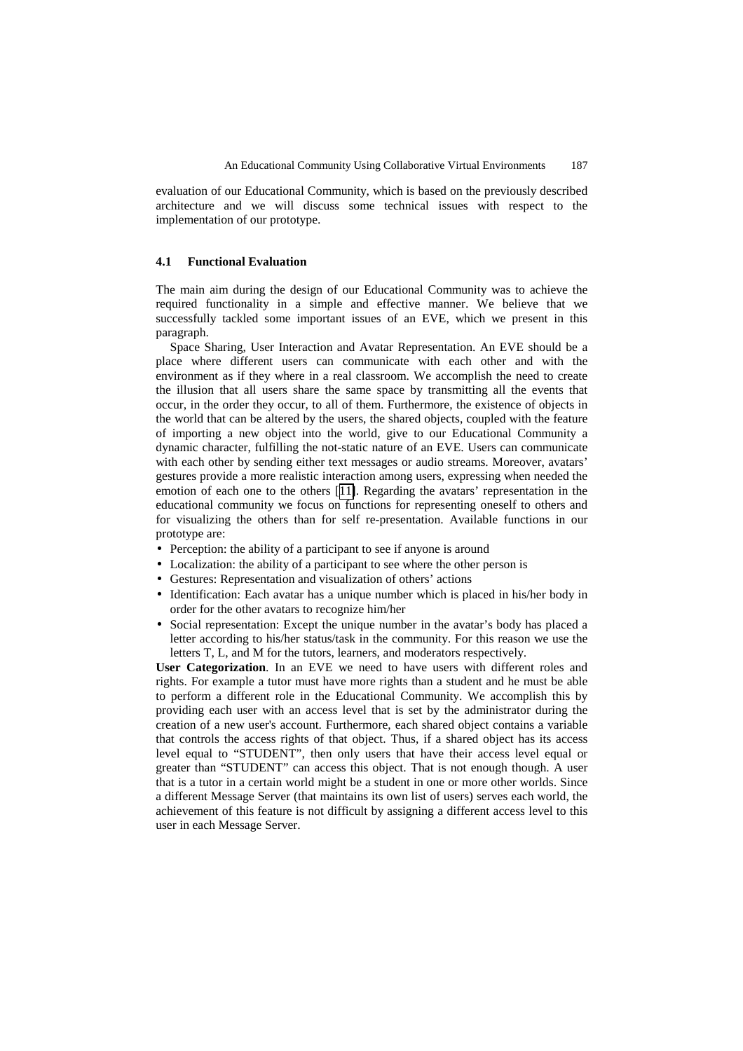evaluation of our Educational Community, which is based on the previously described architecture and we will discuss some technical issues with respect to the implementation of our prototype.

### 4.1 Functional Evaluation

The main aim during the design of our Educational Community was to achieve the required functionality in a simple and effective manner. We believe that we successfully tackled some important issues of an EVE, which we present in this paragraph.

Space Sharing, User Interaction and Avatar Representation. An EVE should be a place where different users can communicate with each other and with the environment as if they where in a real classroom. We accomplish the need to create the illusion that all users share the same space by transmitting all the events that occur, in the order they occur, to all of them. Furthermore, the existence of objects in the world that can be altered by the users, the shared objects, coupled with the feature of importing a new object into the world, give to our Educational Community a dynamic character, fulfilling the not-static nature of an EVE. Users can communicate with each other by sending either text messages or audio streams. Moreover, avatars' gestures provide a more realistic interaction among users, expressing when needed the emotion of each one to the others [11]. Regarding the avatars' representation in the educational community we focus on functions for representing oneself to others and for visualizing the others than for self re-presentation. Available functions in our prototype are:

- Perception: the ability of a participant to see if anyone is around
- Localization: the ability of a participant to see where the other person is
- Gestures: Representation and visualization of others' actions
- Identification: Each avatar has a unique number which is placed in his/her body in order for the other avatars to recognize him/her
- Social representation: Except the unique number in the avatar's body has placed a letter according to his/her status/task in the community. For this reason we use the letters T, L, and M for the tutors, learners, and moderators respectively.

**User Categorization**. In an EVE we need to have users with different roles and rights. For example a tutor must have more rights than a student and he must be able to perform a different role in the Educational Community. We accomplish this by providing each user with an access level that is set by the administrator during the creation of a new user's account. Furthermore, each shared object contains a variable that controls the access rights of that object. Thus, if a shared object has its access level equal to "STUDENT", then only users that have their access level equal or greater than "STUDENT" can access this object. That is not enough though. A user that is a tutor in a certain world might be a student in one or more other worlds. Since a different Message Server (that maintains its own list of users) serves each world, the achievement of this feature is not difficult by assigning a different access level to this user in each Message Server.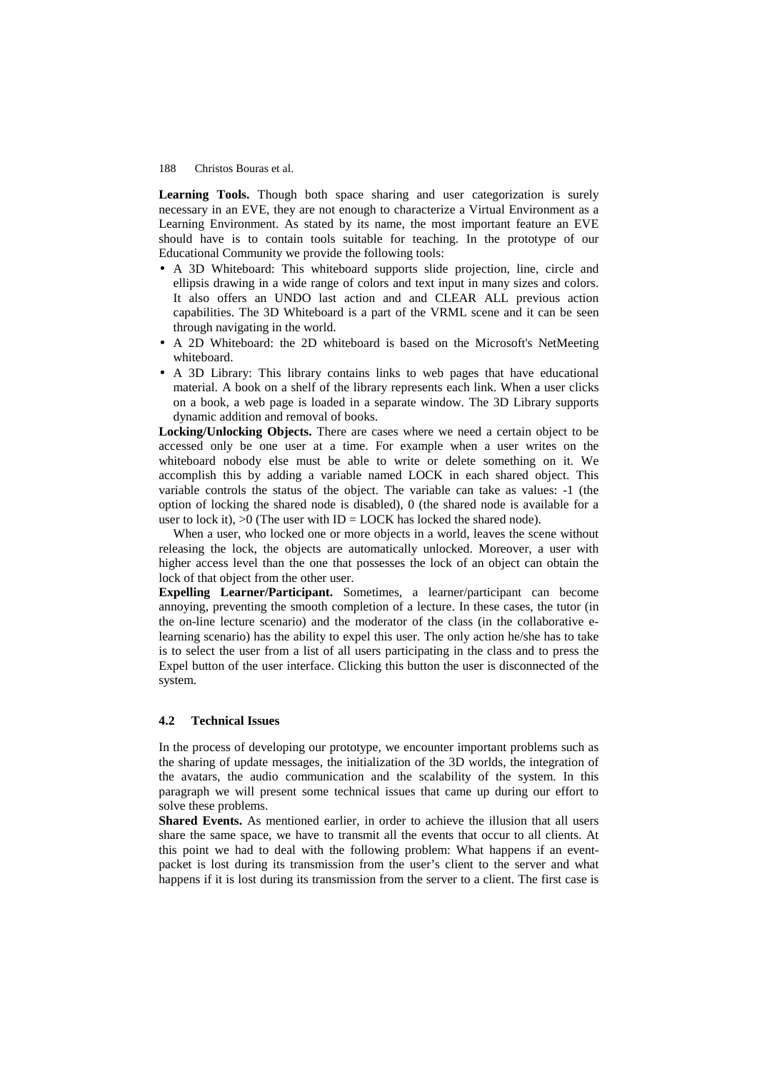**Learning Tools.** Though both space sharing and user categorization is surely necessary in an EVE, they are not enough to characterize a Virtual Environment as a Learning Environment. As stated by its name, the most important feature an EVE should have is to contain tools suitable for teaching. In the prototype of our Educational Community we provide the following tools:

- A 3D Whiteboard: This whiteboard supports slide projection, line, circle and ellipsis drawing in a wide range of colors and text input in many sizes and colors. It also offers an UNDO last action and and CLEAR ALL previous action capabilities. The 3D Whiteboard is a part of the VRML scene and it can be seen through navigating in the world.
- A 2D Whiteboard: the 2D whiteboard is based on the Microsoft's NetMeeting whiteboard.
- A 3D Library: This library contains links to web pages that have educational material. A book on a shelf of the library represents each link. When a user clicks on a book, a web page is loaded in a separate window. The 3D Library supports dynamic addition and removal of books.

**Locking/Unlocking Objects.** There are cases where we need a certain object to be accessed only be one user at a time. For example when a user writes on the whiteboard nobody else must be able to write or delete something on it. We accomplish this by adding a variable named LOCK in each shared object. This variable controls the status of the object. The variable can take as values: -1 (the option of locking the shared node is disabled), 0 (the shared node is available for a user to lock it), >0 (The user with ID = LOCK has locked the shared node).

When a user, who locked one or more objects in a world, leaves the scene without releasing the lock, the objects are automatically unlocked. Moreover, a user with higher access level than the one that possesses the lock of an object can obtain the lock of that object from the other user.

**Expelling Learner/Participant.** Sometimes, a learner/participant can become annoying, preventing the smooth completion of a lecture. In these cases, the tutor (in the on-line lecture scenario) and the moderator of the class (in the collaborative e-learning scenario) has the ability to expel this user. The only action he/she has to take is to select the user from a list of all users participating in the class and to press the Expel button of the user interface. Clicking this button the user is disconnected of the system.

### 4.2 Technical Issues

In the process of developing our prototype, we encounter important problems such as the sharing of update messages, the initialization of the 3D worlds, the integration of the avatars, the audio communication and the scalability of the system. In this paragraph we will present some technical issues that came up during our effort to solve these problems.

**Shared Events.** As mentioned earlier, in order to achieve the illusion that all users share the same space, we have to transmit all the events that occur to all clients. At this point we had to deal with the following problem: What happens if an event-packet is lost during its transmission from the user's client to the server and what happens if it is lost during its transmission from the server to a client. The first case is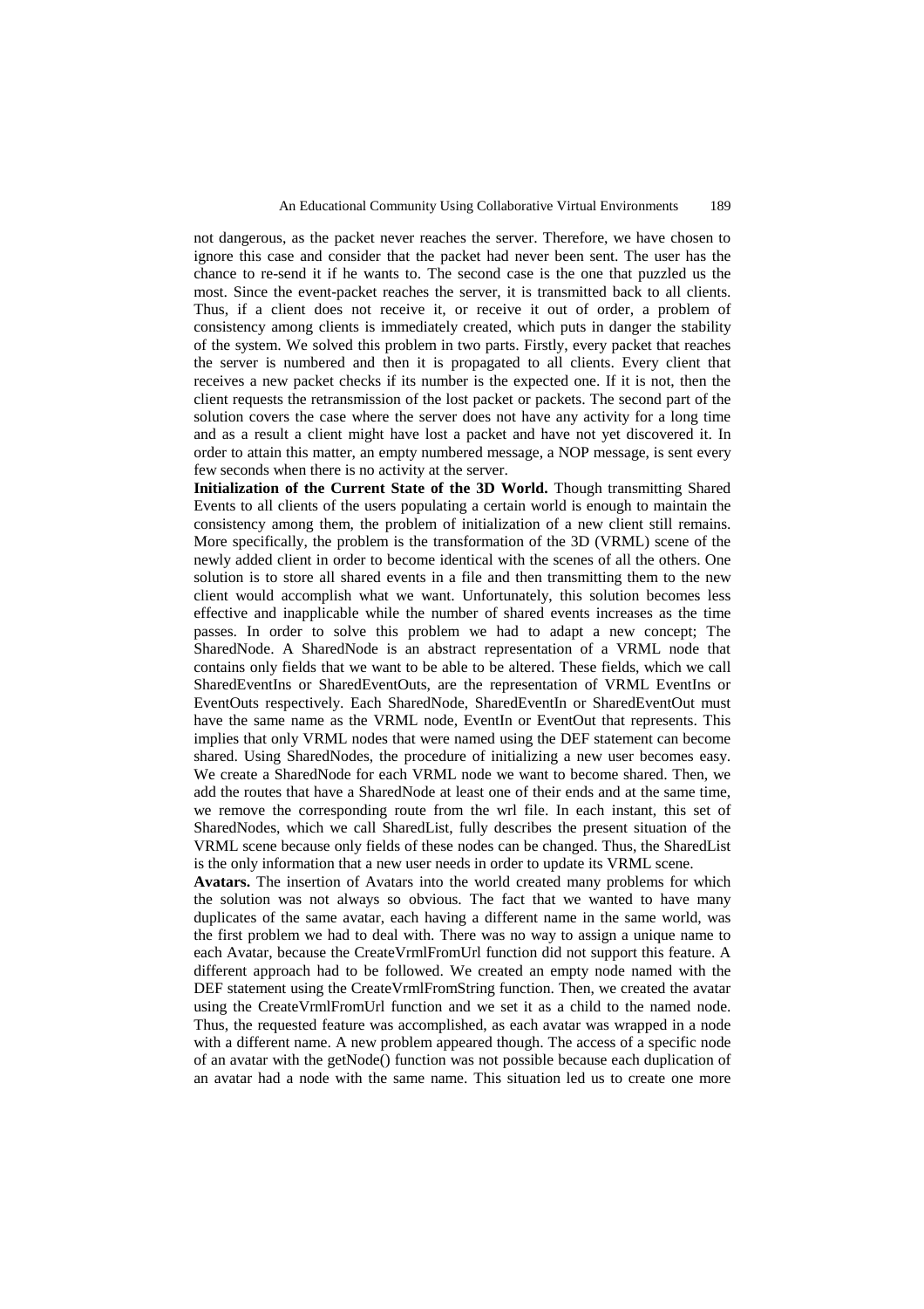not dangerous, as the packet never reaches the server. Therefore, we have chosen to ignore this case and consider that the packet had never been sent. The user has the chance to re-send it if he wants to. The second case is the one that puzzled us the most. Since the event-packet reaches the server, it is transmitted back to all clients. Thus, if a client does not receive it, or receive it out of order, a problem of consistency among clients is immediately created, which puts in danger the stability of the system. We solved this problem in two parts. Firstly, every packet that reaches the server is numbered and then it is propagated to all clients. Every client that receives a new packet checks if its number is the expected one. If it is not, then the client requests the retransmission of the lost packet or packets. The second part of the solution covers the case where the server does not have any activity for a long time and as a result a client might have lost a packet and have not yet discovered it. In order to attain this matter, an empty numbered message, a NOP message, is sent every few seconds when there is no activity at the server.

**Initialization of the Current State of the 3D World.** Though transmitting Shared Events to all clients of the users populating a certain world is enough to maintain the consistency among them, the problem of initialization of a new client still remains. More specifically, the problem is the transformation of the 3D (VRML) scene of the newly added client in order to become identical with the scenes of all the others. One solution is to store all shared events in a file and then transmitting them to the new client would accomplish what we want. Unfortunately, this solution becomes less effective and inapplicable while the number of shared events increases as the time passes. In order to solve this problem we had to adapt a new concept; The SharedNode. A SharedNode is an abstract representation of a VRML node that contains only fields that we want to be able to be altered. These fields, which we call SharedEventIns or SharedEventOuts, are the representation of VRML EventIns or EventOuts respectively. Each SharedNode, SharedEventIn or SharedEventOut must have the same name as the VRML node, EventIn or EventOut that represents. This implies that only VRML nodes that were named using the DEF statement can become shared. Using SharedNodes, the procedure of initializing a new user becomes easy. We create a SharedNode for each VRML node we want to become shared. Then, we add the routes that have a SharedNode at least one of their ends and at the same time, we remove the corresponding route from the wrl file. In each instant, this set of SharedNodes, which we call SharedList, fully describes the present situation of the VRML scene because only fields of these nodes can be changed. Thus, the SharedList is the only information that a new user needs in order to update its VRML scene.

**Avatars.** The insertion of Avatars into the world created many problems for which the solution was not always so obvious. The fact that we wanted to have many duplicates of the same avatar, each having a different name in the same world, was the first problem we had to deal with. There was no way to assign a unique name to each Avatar, because the CreateVrmlFromUrl function did not support this feature. A different approach had to be followed. We created an empty node named with the DEF statement using the CreateVrmlFromString function. Then, we created the avatar using the CreateVrmlFromUrl function and we set it as a child to the named node. Thus, the requested feature was accomplished, as each avatar was wrapped in a node with a different name. A new problem appeared though. The access of a specific node of an avatar with the getNode() function was not possible because each duplication of an avatar had a node with the same name. This situation led us to create one more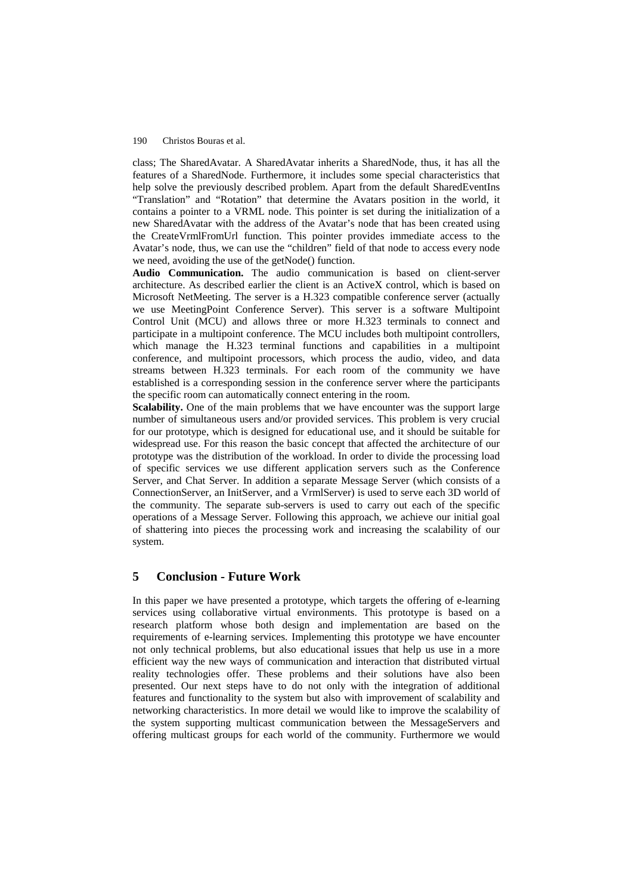class; The SharedAvatar. A SharedAvatar inherits a SharedNode, thus, it has all the features of a SharedNode. Furthermore, it includes some special characteristics that help solve the previously described problem. Apart from the default SharedEventIns "Translation" and "Rotation" that determine the Avatars position in the world, it contains a pointer to a VRML node. This pointer is set during the initialization of a new SharedAvatar with the address of the Avatar's node that has been created using the CreateVrmlFromUrl function. This pointer provides immediate access to the Avatar's node, thus, we can use the "children" field of that node to access every node we need, avoiding the use of the getNode() function.

**Audio Communication.** The audio communication is based on client-server architecture. As described earlier the client is an ActiveX control, which is based on Microsoft NetMeeting. The server is a H.323 compatible conference server (actually we use MeetingPoint Conference Server). This server is a software Multipoint Control Unit (MCU) and allows three or more H.323 terminals to connect and participate in a multipoint conference. The MCU includes both multipoint controllers, which manage the H.323 terminal functions and capabilities in a multipoint conference, and multipoint processors, which process the audio, video, and data streams between H.323 terminals. For each room of the community we have established is a corresponding session in the conference server where the participants the specific room can automatically connect entering in the room.

**Scalability.** One of the main problems that we have encounter was the support large number of simultaneous users and/or provided services. This problem is very crucial for our prototype, which is designed for educational use, and it should be suitable for widespread use. For this reason the basic concept that affected the architecture of our prototype was the distribution of the workload. In order to divide the processing load of specific services we use different application servers such as the Conference Server, and Chat Server. In addition a separate Message Server (which consists of a ConnectionServer, an InitServer, and a VrmlServer) is used to serve each 3D world of the community. The separate sub-servers is used to carry out each of the specific operations of a Message Server. Following this approach, we achieve our initial goal of shattering into pieces the processing work and increasing the scalability of our system.

## 5 Conclusion - Future Work

In this paper we have presented a prototype, which targets the offering of e-learning services using collaborative virtual environments. This prototype is based on a research platform whose both design and implementation are based on the requirements of e-learning services. Implementing this prototype we have encounter not only technical problems, but also educational issues that help us use in a more efficient way the new ways of communication and interaction that distributed virtual reality technologies offer. These problems and their solutions have also been presented. Our next steps have to do not only with the integration of additional features and functionality to the system but also with improvement of scalability and networking characteristics. In more detail we would like to improve the scalability of the system supporting multicast communication between the MessageServers and offering multicast groups for each world of the community. Furthermore we would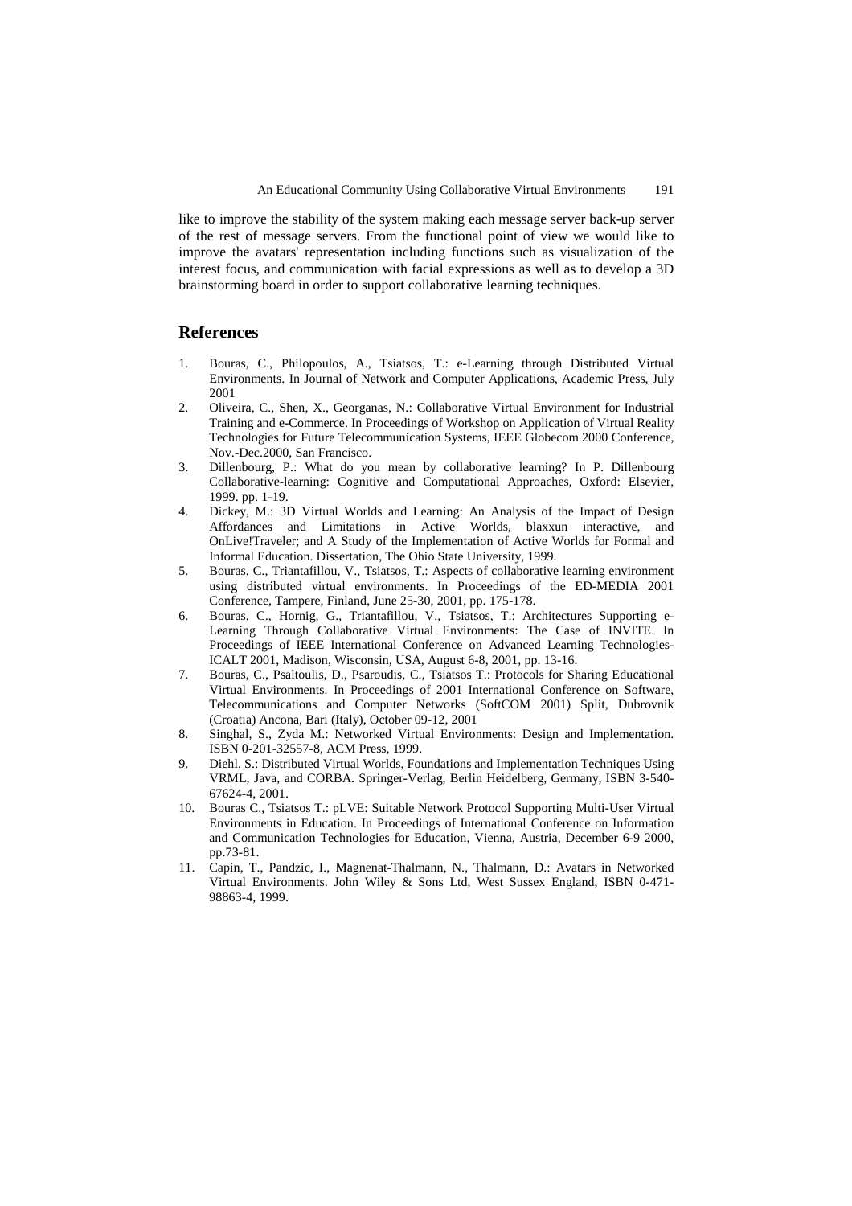like to improve the stability of the system making each message server back-up server of the rest of message servers. From the functional point of view we would like to improve the avatars' representation including functions such as visualization of the interest focus, and communication with facial expressions as well as to develop a 3D brainstorming board in order to support collaborative learning techniques.

## References

1. Bouras, C., Philopoulos, A., Tsiatsos, T.: e-Learning through Distributed Virtual Environments. In Journal of Network and Computer Applications, Academic Press, July 2001
2. Oliveira, C., Shen, X., Georganas, N.: Collaborative Virtual Environment for Industrial Training and e-Commerce. In Proceedings of Workshop on Application of Virtual Reality Technologies for Future Telecommunication Systems, IEEE Globecom 2000 Conference, Nov.-Dec.2000, San Francisco.
3. Dillenbourg, P.: What do you mean by collaborative learning? In P. Dillenbourg Collaborative-learning: Cognitive and Computational Approaches, Oxford: Elsevier, 1999. pp. 1-19.
4. Dickey, M.: 3D Virtual Worlds and Learning: An Analysis of the Impact of Design Affordances and Limitations in Active Worlds, blaxxun interactive, and OnLive!Traveler; and A Study of the Implementation of Active Worlds for Formal and Informal Education. Dissertation, The Ohio State University, 1999.
5. Bouras, C., Triantafillou, V., Tsiatsos, T.: Aspects of collaborative learning environment using distributed virtual environments. In Proceedings of the ED-MEDIA 2001 Conference, Tampere, Finland, June 25-30, 2001, pp. 175-178.
6. Bouras, C., Hornig, G., Triantafillou, V., Tsiatsos, T.: Architectures Supporting e-Learning Through Collaborative Virtual Environments: The Case of INVITE. In Proceedings of IEEE International Conference on Advanced Learning Technologies-ICALT 2001, Madison, Wisconsin, USA, August 6-8, 2001, pp. 13-16.
7. Bouras, C., Psaltoulis, D., Psaroudis, C., Tsiatsos T.: Protocols for Sharing Educational Virtual Environments. In Proceedings of 2001 International Conference on Software, Telecommunications and Computer Networks (SoftCOM 2001) Split, Dubrovnik (Croatia) Ancona, Bari (Italy), October 09-12, 2001
8. Singhal, S., Zyda M.: Networked Virtual Environments: Design and Implementation. ISBN 0-201-32557-8, ACM Press, 1999.
9. Diehl, S.: Distributed Virtual Worlds, Foundations and Implementation Techniques Using VRML, Java, and CORBA. Springer-Verlag, Berlin Heidelberg, Germany, ISBN 3-540-67624-4, 2001.
10. Bouras C., Tsiatsos T.: pLVE: Suitable Network Protocol Supporting Multi-User Virtual Environments in Education. In Proceedings of International Conference on Information and Communication Technologies for Education, Vienna, Austria, December 6-9 2000, pp.73-81.
11. Capin, T., Pandzic, I., Magnenat-Thalmann, N., Thalmann, D.: Avatars in Networked Virtual Environments. John Wiley & Sons Ltd, West Sussex England, ISBN 0-471-98863-4, 1999.